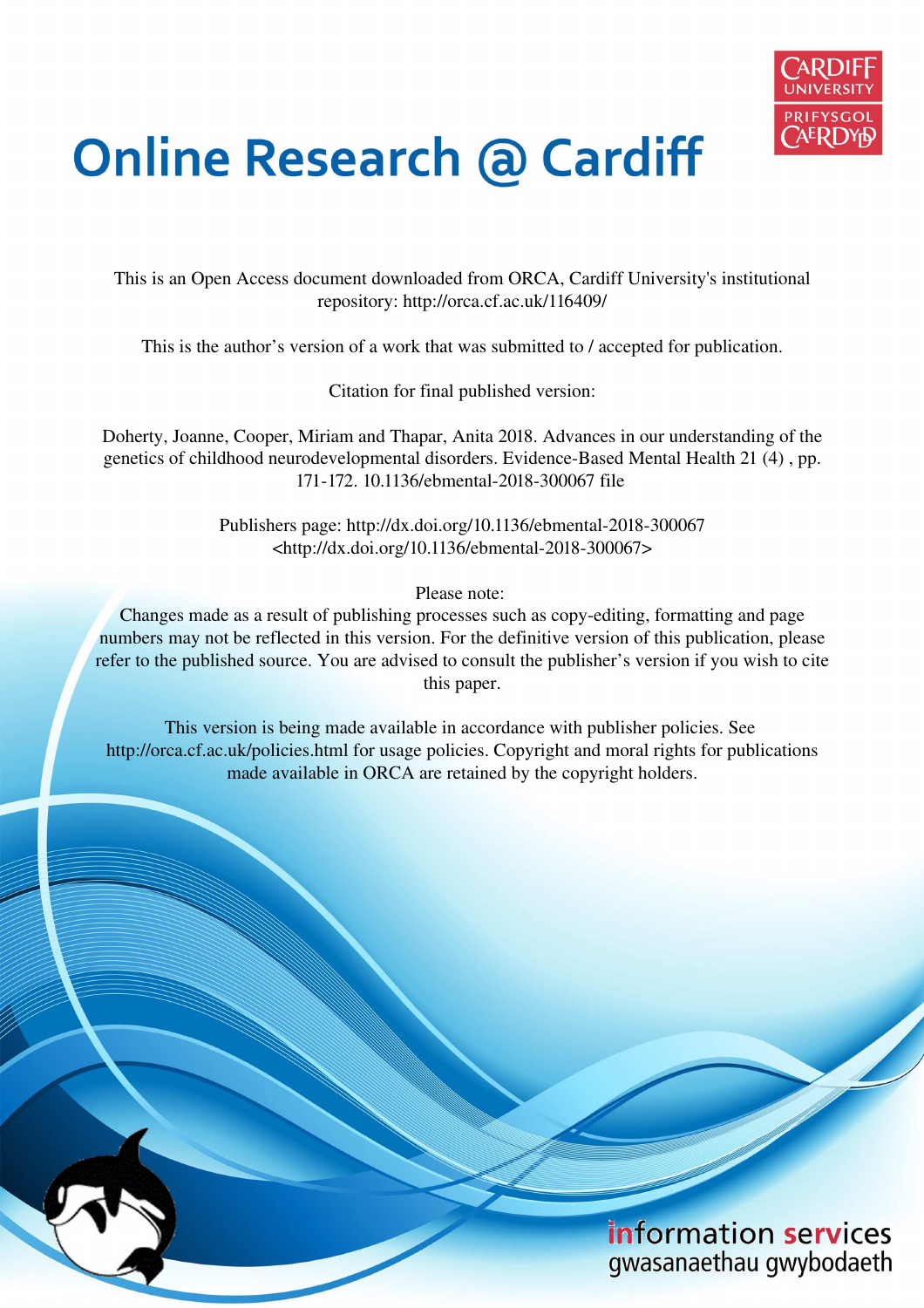# Online Research @ Cardiff

This is an Open Access document downloaded from ORCA, Cardiff University's institutional repository: http://orca.cf.ac.uk/116409/

This is the author's version of a work that was submitted to / accepted for publication.

Citation for final published version:

Doherty, Joanne, Cooper, Miriam and Thapar, Anita 2018. Advances in our understanding of the genetics of childhood neurodevelopmental disorders. Evidence-Based Mental Health 21 (4) , pp. 171-172. 10.1136/ebmental-2018-300067 file

Publishers page: http://dx.doi.org/10.1136/ebmental-2018-300067 <http://dx.doi.org/10.1136/ebmental-2018-300067>

Please note:
Changes made as a result of publishing processes such as copy-editing, formatting and page numbers may not be reflected in this version. For the definitive version of this publication, please refer to the published source. You are advised to consult the publisher's version if you wish to cite this paper.

This version is being made available in accordance with publisher policies. See http://orca.cf.ac.uk/policies.html for usage policies. Copyright and moral rights for publications made available in ORCA are retained by the copyright holders.

information services
gwasanaethau gwybodaeth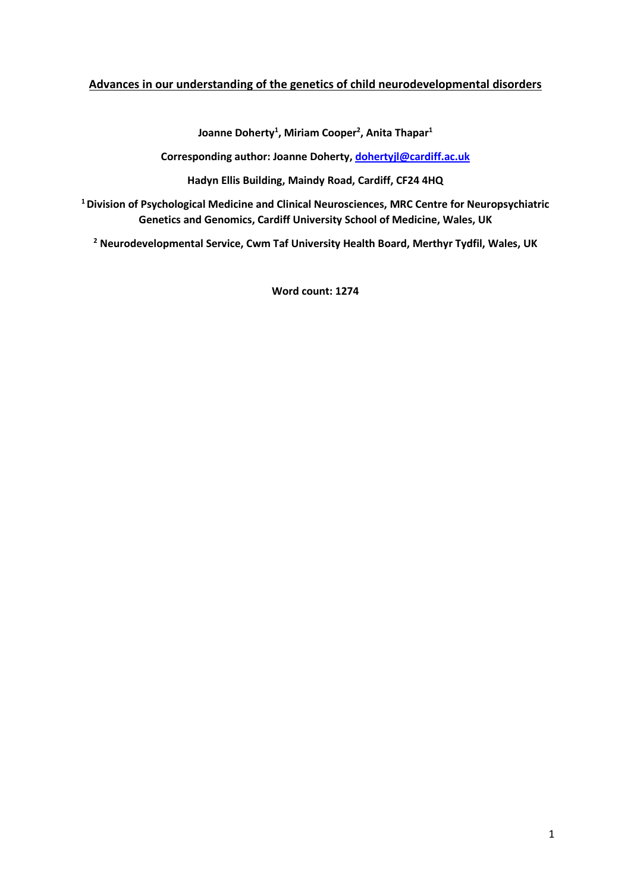**Advances in our understanding of the genetics of child neurodevelopmental disorders**

**Joanne Doherty[1], Miriam Cooper[2], Anita Thapar[1]**

**Corresponding author: Joanne Doherty, [dohertyjl@cardiff.ac.uk](mailto:dohertyjl@cardiff.ac.uk)**

**Hadyn Ellis Building, Maindy Road, Cardiff, CF24 4HQ**

**[1] Division of Psychological Medicine and Clinical Neurosciences, MRC Centre for Neuropsychiatric Genetics and Genomics, Cardiff University School of Medicine, Wales, UK**

**[2] Neurodevelopmental Service, Cwm Taf University Health Board, Merthyr Tydfil, Wales, UK**

**Word count: 1274**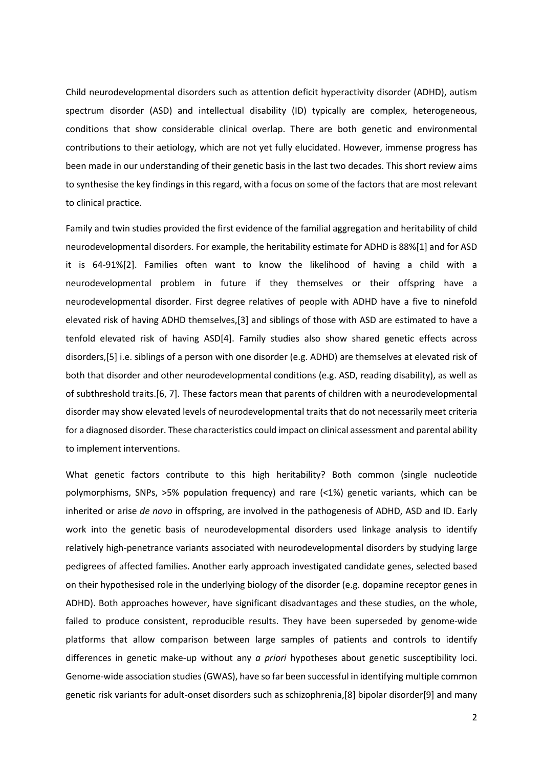Child neurodevelopmental disorders such as attention deficit hyperactivity disorder (ADHD), autism spectrum disorder (ASD) and intellectual disability (ID) typically are complex, heterogeneous, conditions that show considerable clinical overlap. There are both genetic and environmental contributions to their aetiology, which are not yet fully elucidated. However, immense progress has been made in our understanding of their genetic basis in the last two decades. This short review aims to synthesise the key findings in this regard, with a focus on some of the factors that are most relevant to clinical practice.

Family and twin studies provided the first evidence of the familial aggregation and heritability of child neurodevelopmental disorders. For example, the heritability estimate for ADHD is 88%[1] and for ASD it is 64-91%[2]. Families often want to know the likelihood of having a child with a neurodevelopmental problem in future if they themselves or their offspring have a neurodevelopmental disorder. First degree relatives of people with ADHD have a five to ninefold elevated risk of having ADHD themselves,[3] and siblings of those with ASD are estimated to have a tenfold elevated risk of having ASD[4]. Family studies also show shared genetic effects across disorders,[5] i.e. siblings of a person with one disorder (e.g. ADHD) are themselves at elevated risk of both that disorder and other neurodevelopmental conditions (e.g. ASD, reading disability), as well as of subthreshold traits.[6, 7]. These factors mean that parents of children with a neurodevelopmental disorder may show elevated levels of neurodevelopmental traits that do not necessarily meet criteria for a diagnosed disorder. These characteristics could impact on clinical assessment and parental ability to implement interventions.

What genetic factors contribute to this high heritability? Both common (single nucleotide polymorphisms, SNPs, >5% population frequency) and rare (<1%) genetic variants, which can be inherited or arise *de novo* in offspring, are involved in the pathogenesis of ADHD, ASD and ID. Early work into the genetic basis of neurodevelopmental disorders used linkage analysis to identify relatively high-penetrance variants associated with neurodevelopmental disorders by studying large pedigrees of affected families. Another early approach investigated candidate genes, selected based on their hypothesised role in the underlying biology of the disorder (e.g. dopamine receptor genes in ADHD). Both approaches however, have significant disadvantages and these studies, on the whole, failed to produce consistent, reproducible results. They have been superseded by genome-wide platforms that allow comparison between large samples of patients and controls to identify differences in genetic make-up without any *a priori* hypotheses about genetic susceptibility loci. Genome-wide association studies (GWAS), have so far been successful in identifying multiple common genetic risk variants for adult-onset disorders such as schizophrenia,[8] bipolar disorder[9] and many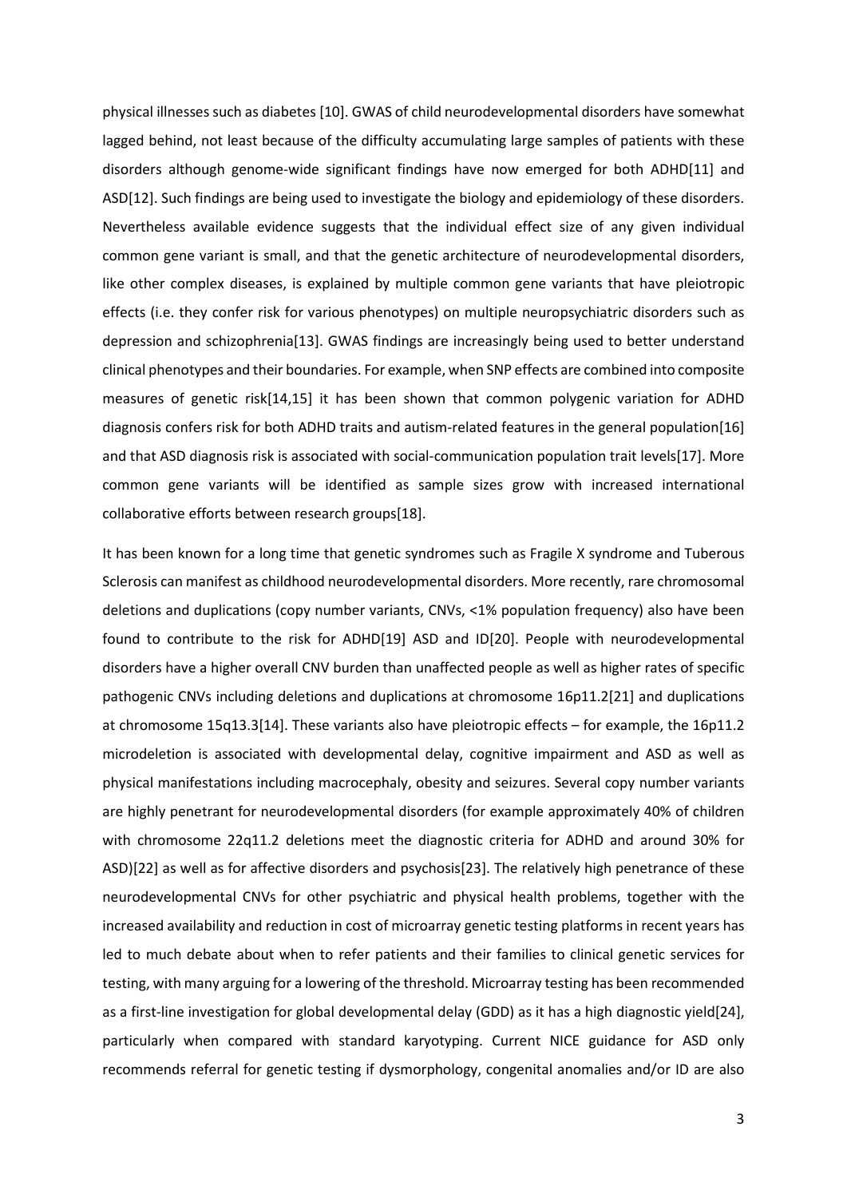physical illnesses such as diabetes [10]. GWAS of child neurodevelopmental disorders have somewhat lagged behind, not least because of the difficulty accumulating large samples of patients with these disorders although genome-wide significant findings have now emerged for both ADHD[11] and ASD[12]. Such findings are being used to investigate the biology and epidemiology of these disorders. Nevertheless available evidence suggests that the individual effect size of any given individual common gene variant is small, and that the genetic architecture of neurodevelopmental disorders, like other complex diseases, is explained by multiple common gene variants that have pleiotropic effects (i.e. they confer risk for various phenotypes) on multiple neuropsychiatric disorders such as depression and schizophrenia[13]. GWAS findings are increasingly being used to better understand clinical phenotypes and their boundaries. For example, when SNP effects are combined into composite measures of genetic risk[14,15] it has been shown that common polygenic variation for ADHD diagnosis confers risk for both ADHD traits and autism-related features in the general population[16] and that ASD diagnosis risk is associated with social-communication population trait levels[17]. More common gene variants will be identified as sample sizes grow with increased international collaborative efforts between research groups[18].

It has been known for a long time that genetic syndromes such as Fragile X syndrome and Tuberous Sclerosis can manifest as childhood neurodevelopmental disorders. More recently, rare chromosomal deletions and duplications (copy number variants, CNVs, <1% population frequency) also have been found to contribute to the risk for ADHD[19] ASD and ID[20]. People with neurodevelopmental disorders have a higher overall CNV burden than unaffected people as well as higher rates of specific pathogenic CNVs including deletions and duplications at chromosome 16p11.2[21] and duplications at chromosome 15q13.3[14]. These variants also have pleiotropic effects – for example, the 16p11.2 microdeletion is associated with developmental delay, cognitive impairment and ASD as well as physical manifestations including macrocephaly, obesity and seizures. Several copy number variants are highly penetrant for neurodevelopmental disorders (for example approximately 40% of children with chromosome 22q11.2 deletions meet the diagnostic criteria for ADHD and around 30% for ASD)[22] as well as for affective disorders and psychosis[23]. The relatively high penetrance of these neurodevelopmental CNVs for other psychiatric and physical health problems, together with the increased availability and reduction in cost of microarray genetic testing platforms in recent years has led to much debate about when to refer patients and their families to clinical genetic services for testing, with many arguing for a lowering of the threshold. Microarray testing has been recommended as a first-line investigation for global developmental delay (GDD) as it has a high diagnostic yield[24], particularly when compared with standard karyotyping. Current NICE guidance for ASD only recommends referral for genetic testing if dysmorphology, congenital anomalies and/or ID are also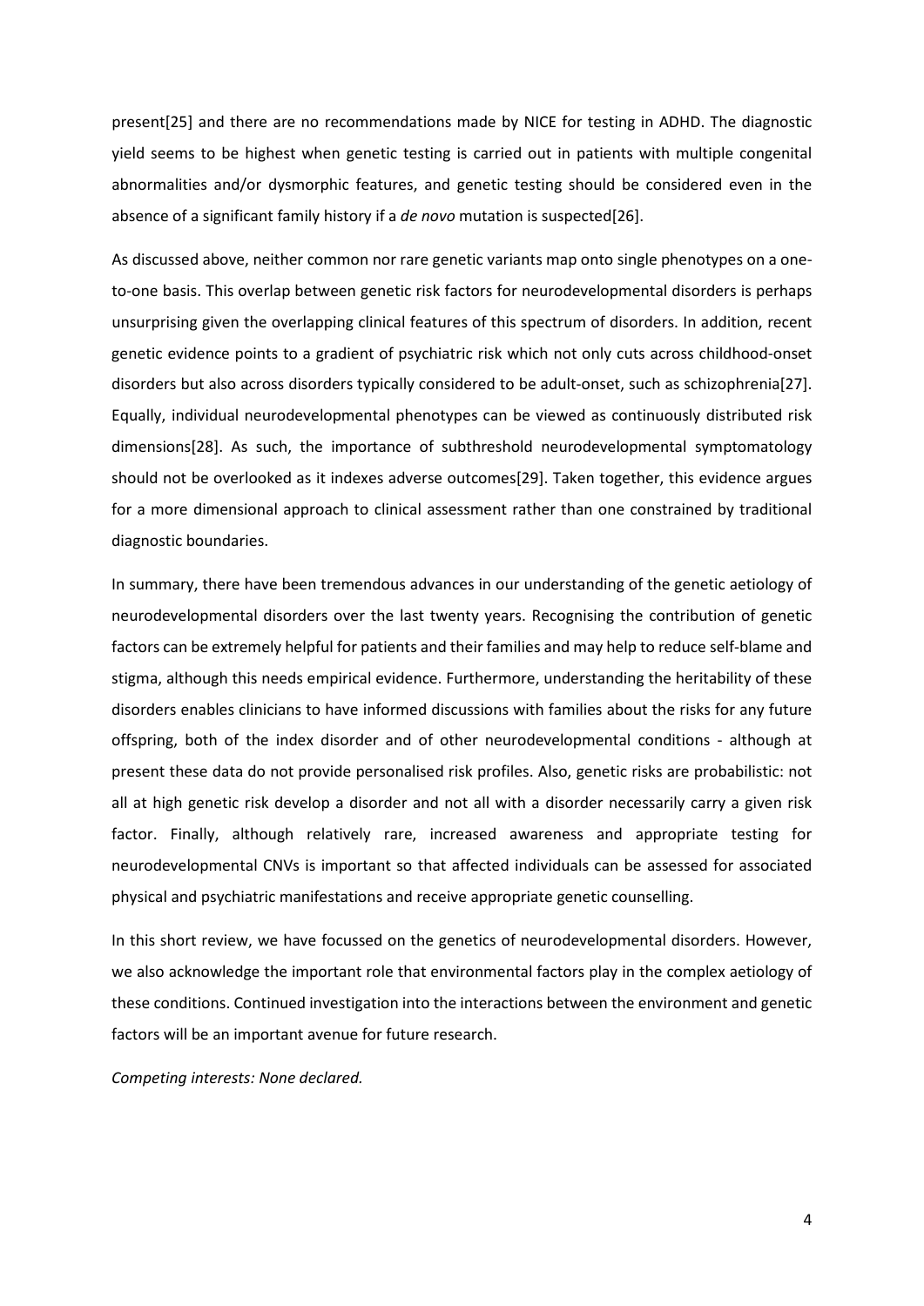present[25] and there are no recommendations made by NICE for testing in ADHD. The diagnostic yield seems to be highest when genetic testing is carried out in patients with multiple congenital abnormalities and/or dysmorphic features, and genetic testing should be considered even in the absence of a significant family history if a *de novo* mutation is suspected[26].

As discussed above, neither common nor rare genetic variants map onto single phenotypes on a one-to-one basis. This overlap between genetic risk factors for neurodevelopmental disorders is perhaps unsurprising given the overlapping clinical features of this spectrum of disorders. In addition, recent genetic evidence points to a gradient of psychiatric risk which not only cuts across childhood-onset disorders but also across disorders typically considered to be adult-onset, such as schizophrenia[27]. Equally, individual neurodevelopmental phenotypes can be viewed as continuously distributed risk dimensions[28]. As such, the importance of subthreshold neurodevelopmental symptomatology should not be overlooked as it indexes adverse outcomes[29]. Taken together, this evidence argues for a more dimensional approach to clinical assessment rather than one constrained by traditional diagnostic boundaries.

In summary, there have been tremendous advances in our understanding of the genetic aetiology of neurodevelopmental disorders over the last twenty years. Recognising the contribution of genetic factors can be extremely helpful for patients and their families and may help to reduce self-blame and stigma, although this needs empirical evidence. Furthermore, understanding the heritability of these disorders enables clinicians to have informed discussions with families about the risks for any future offspring, both of the index disorder and of other neurodevelopmental conditions - although at present these data do not provide personalised risk profiles. Also, genetic risks are probabilistic: not all at high genetic risk develop a disorder and not all with a disorder necessarily carry a given risk factor. Finally, although relatively rare, increased awareness and appropriate testing for neurodevelopmental CNVs is important so that affected individuals can be assessed for associated physical and psychiatric manifestations and receive appropriate genetic counselling.

In this short review, we have focussed on the genetics of neurodevelopmental disorders. However, we also acknowledge the important role that environmental factors play in the complex aetiology of these conditions. Continued investigation into the interactions between the environment and genetic factors will be an important avenue for future research.

*Competing interests: None declared.*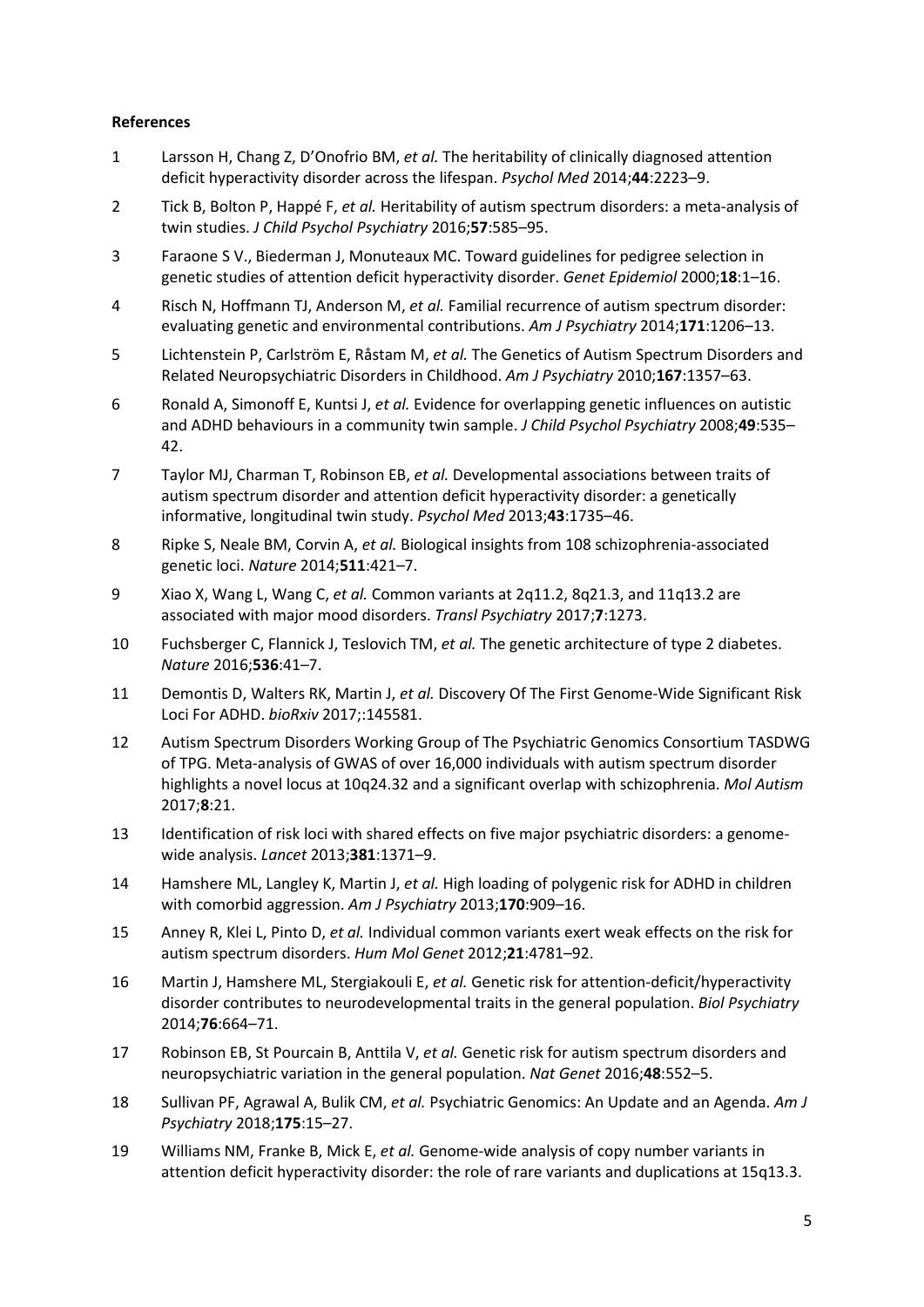**References**

1. Larsson H, Chang Z, D'Onofrio BM, *et al.* The heritability of clinically diagnosed attention deficit hyperactivity disorder across the lifespan. *Psychol Med* 2014;**44**:2223–9.
2. Tick B, Bolton P, Happé F, *et al.* Heritability of autism spectrum disorders: a meta-analysis of twin studies. *J Child Psychol Psychiatry* 2016;**57**:585–95.
3. Faraone S V., Biederman J, Monuteaux MC. Toward guidelines for pedigree selection in genetic studies of attention deficit hyperactivity disorder. *Genet Epidemiol* 2000;**18**:1–16.
4. Risch N, Hoffmann TJ, Anderson M, *et al.* Familial recurrence of autism spectrum disorder: evaluating genetic and environmental contributions. *Am J Psychiatry* 2014;**171**:1206–13.
5. Lichtenstein P, Carlström E, Råstam M, *et al.* The Genetics of Autism Spectrum Disorders and Related Neuropsychiatric Disorders in Childhood. *Am J Psychiatry* 2010;**167**:1357–63.
6. Ronald A, Simonoff E, Kuntsi J, *et al.* Evidence for overlapping genetic influences on autistic and ADHD behaviours in a community twin sample. *J Child Psychol Psychiatry* 2008;**49**:535–42.
7. Taylor MJ, Charman T, Robinson EB, *et al.* Developmental associations between traits of autism spectrum disorder and attention deficit hyperactivity disorder: a genetically informative, longitudinal twin study. *Psychol Med* 2013;**43**:1735–46.
8. Ripke S, Neale BM, Corvin A, *et al.* Biological insights from 108 schizophrenia-associated genetic loci. *Nature* 2014;**511**:421–7.
9. Xiao X, Wang L, Wang C, *et al.* Common variants at 2q11.2, 8q21.3, and 11q13.2 are associated with major mood disorders. *Transl Psychiatry* 2017;**7**:1273.
10. Fuchsberger C, Flannick J, Teslovich TM, *et al.* The genetic architecture of type 2 diabetes. *Nature* 2016;**536**:41–7.
11. Demontis D, Walters RK, Martin J, *et al.* Discovery Of The First Genome-Wide Significant Risk Loci For ADHD. *bioRxiv* 2017;:145581.
12. Autism Spectrum Disorders Working Group of The Psychiatric Genomics Consortium TASDWG of TPG. Meta-analysis of GWAS of over 16,000 individuals with autism spectrum disorder highlights a novel locus at 10q24.32 and a significant overlap with schizophrenia. *Mol Autism* 2017;**8**:21.
13. Identification of risk loci with shared effects on five major psychiatric disorders: a genome-wide analysis. *Lancet* 2013;**381**:1371–9.
14. Hamshere ML, Langley K, Martin J, *et al.* High loading of polygenic risk for ADHD in children with comorbid aggression. *Am J Psychiatry* 2013;**170**:909–16.
15. Anney R, Klei L, Pinto D, *et al.* Individual common variants exert weak effects on the risk for autism spectrum disorders. *Hum Mol Genet* 2012;**21**:4781–92.
16. Martin J, Hamshere ML, Stergiakouli E, *et al.* Genetic risk for attention-deficit/hyperactivity disorder contributes to neurodevelopmental traits in the general population. *Biol Psychiatry* 2014;**76**:664–71.
17. Robinson EB, St Pourcain B, Anttila V, *et al.* Genetic risk for autism spectrum disorders and neuropsychiatric variation in the general population. *Nat Genet* 2016;**48**:552–5.
18. Sullivan PF, Agrawal A, Bulik CM, *et al.* Psychiatric Genomics: An Update and an Agenda. *Am J Psychiatry* 2018;**175**:15–27.
19. Williams NM, Franke B, Mick E, *et al.* Genome-wide analysis of copy number variants in attention deficit hyperactivity disorder: the role of rare variants and duplications at 15q13.3.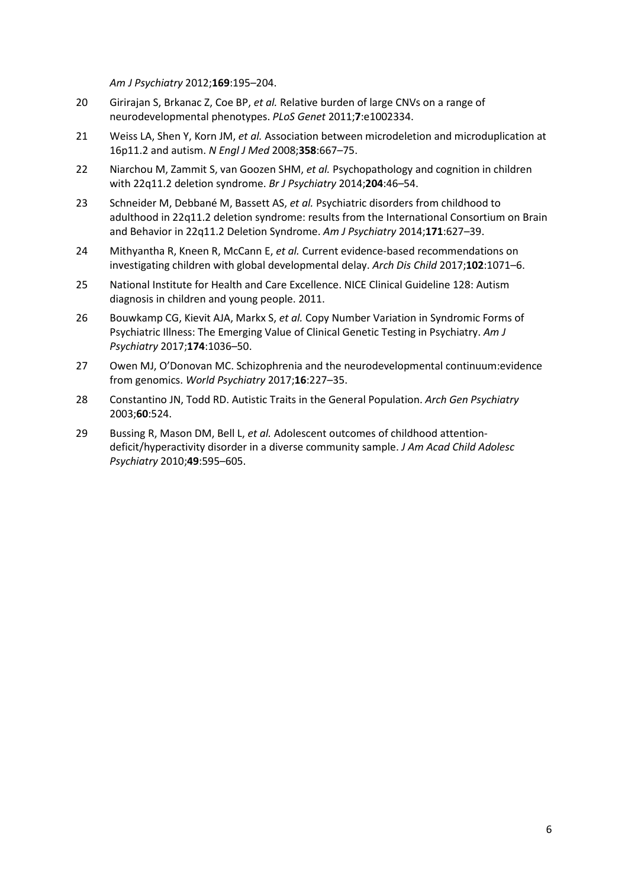*Am J Psychiatry* 2012;**169**:195–204.

20 Girirajan S, Brkanac Z, Coe BP, *et al.* Relative burden of large CNVs on a range of neurodevelopmental phenotypes. *PLoS Genet* 2011;**7**:e1002334.

21 Weiss LA, Shen Y, Korn JM, *et al.* Association between microdeletion and microduplication at 16p11.2 and autism. *N Engl J Med* 2008;**358**:667–75.

22 Niarchou M, Zammit S, van Goozen SHM, *et al.* Psychopathology and cognition in children with 22q11.2 deletion syndrome. *Br J Psychiatry* 2014;**204**:46–54.

23 Schneider M, Debbané M, Bassett AS, *et al.* Psychiatric disorders from childhood to adulthood in 22q11.2 deletion syndrome: results from the International Consortium on Brain and Behavior in 22q11.2 Deletion Syndrome. *Am J Psychiatry* 2014;**171**:627–39.

24 Mithyantha R, Kneen R, McCann E, *et al.* Current evidence-based recommendations on investigating children with global developmental delay. *Arch Dis Child* 2017;**102**:1071–6.

25 National Institute for Health and Care Excellence. NICE Clinical Guideline 128: Autism diagnosis in children and young people. 2011.

26 Bouwkamp CG, Kievit AJA, Markx S, *et al.* Copy Number Variation in Syndromic Forms of Psychiatric Illness: The Emerging Value of Clinical Genetic Testing in Psychiatry. *Am J Psychiatry* 2017;**174**:1036–50.

27 Owen MJ, O'Donovan MC. Schizophrenia and the neurodevelopmental continuum:evidence from genomics. *World Psychiatry* 2017;**16**:227–35.

28 Constantino JN, Todd RD. Autistic Traits in the General Population. *Arch Gen Psychiatry* 2003;**60**:524.

29 Bussing R, Mason DM, Bell L, *et al.* Adolescent outcomes of childhood attention-deficit/hyperactivity disorder in a diverse community sample. *J Am Acad Child Adolesc Psychiatry* 2010;**49**:595–605.